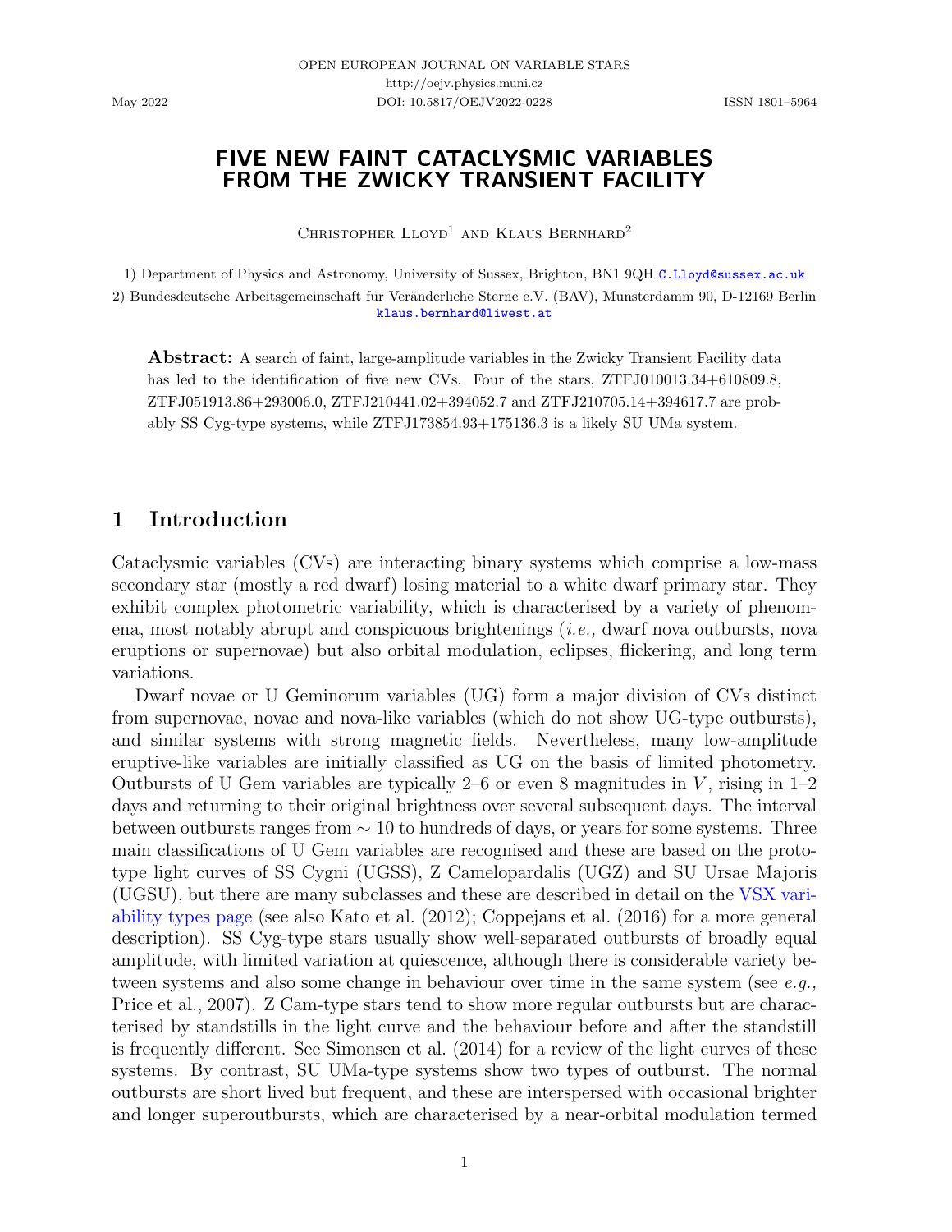# FIVE NEW FAINT CATACLYSMIC VARIABLES FROM THE ZWICKY TRANSIENT FACILITY

Christopher Lloyd[1] and Klaus Bernhard[2]

1) Department of Physics and Astronomy, University of Sussex, Brighton, BN1 9QH C.Lloyd@sussex.ac.uk

2) Bundesdeutsche Arbeitsgemeinschaft für Veränderliche Sterne e.V. (BAV), Munsterdamm 90, D-12169 Berlin klaus.bernhard@liwest.at

**Abstract:** A search of faint, large-amplitude variables in the Zwicky Transient Facility data has led to the identification of five new CVs. Four of the stars, ZTFJ010013.34+610809.8, ZTFJ051913.86+293006.0, ZTFJ210441.02+394052.7 and ZTFJ210705.14+394617.7 are probably SS Cyg-type systems, while ZTFJ173854.93+175136.3 is a likely SU UMa system.

## 1 Introduction

Cataclysmic variables (CVs) are interacting binary systems which comprise a low-mass secondary star (mostly a red dwarf) losing material to a white dwarf primary star. They exhibit complex photometric variability, which is characterised by a variety of phenomena, most notably abrupt and conspicuous brightenings (*i.e.,* dwarf nova outbursts, nova eruptions or supernovae) but also orbital modulation, eclipses, flickering, and long term variations.

Dwarf novae or U Geminorum variables (UG) form a major division of CVs distinct from supernovae, novae and nova-like variables (which do not show UG-type outbursts), and similar systems with strong magnetic fields. Nevertheless, many low-amplitude eruptive-like variables are initially classified as UG on the basis of limited photometry. Outbursts of U Gem variables are typically 2–6 or even 8 magnitudes in $V$, rising in 1–2 days and returning to their original brightness over several subsequent days. The interval between outbursts ranges from $\sim 10$ to hundreds of days, or years for some systems. Three main classifications of U Gem variables are recognised and these are based on the prototype light curves of SS Cygni (UGSS), Z Camelopardalis (UGZ) and SU Ursae Majoris (UGSU), but there are many subclasses and these are described in detail on the VSX variability types page (see also Kato et al. (2012); Coppejans et al. (2016) for a more general description). SS Cyg-type stars usually show well-separated outbursts of broadly equal amplitude, with limited variation at quiescence, although there is considerable variety between systems and also some change in behaviour over time in the same system (see *e.g.,* Price et al., 2007). Z Cam-type stars tend to show more regular outbursts but are characterised by standstills in the light curve and the behaviour before and after the standstill is frequently different. See Simonsen et al. (2014) for a review of the light curves of these systems. By contrast, SU UMa-type systems show two types of outburst. The normal outbursts are short lived but frequent, and these are interspersed with occasional brighter and longer superoutbursts, which are characterised by a near-orbital modulation termed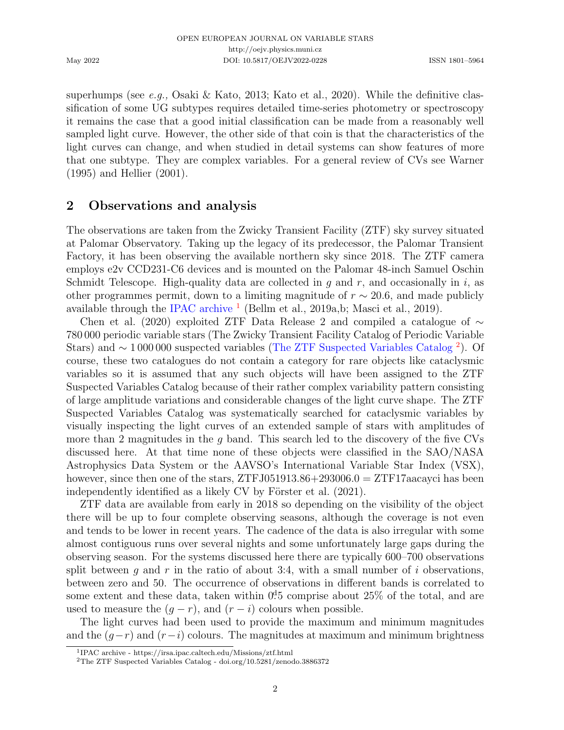superhumps (see *e.g.,* Osaki & Kato, 2013; Kato et al., 2020). While the definitive classification of some UG subtypes requires detailed time-series photometry or spectroscopy it remains the case that a good initial classification can be made from a reasonably well sampled light curve. However, the other side of that coin is that the characteristics of the light curves can change, and when studied in detail systems can show features of more that one subtype. They are complex variables. For a general review of CVs see Warner (1995) and Hellier (2001).

## 2 Observations and analysis

The observations are taken from the Zwicky Transient Facility (ZTF) sky survey situated at Palomar Observatory. Taking up the legacy of its predecessor, the Palomar Transient Factory, it has been observing the available northern sky since 2018. The ZTF camera employs e2v CCD231-C6 devices and is mounted on the Palomar 48-inch Samuel Oschin Schmidt Telescope. High-quality data are collected in $g$ and $r$, and occasionally in $i$, as other programmes permit, down to a limiting magnitude of $r \sim 20.6$, and made publicly available through the IPAC archive [1] (Bellm et al., 2019a,b; Masci et al., 2019).

Chen et al. (2020) exploited ZTF Data Release 2 and compiled a catalogue of $\sim$ 780 000 periodic variable stars (The Zwicky Transient Facility Catalog of Periodic Variable Stars) and $\sim$ 1 000 000 suspected variables (The ZTF Suspected Variables Catalog [2]). Of course, these two catalogues do not contain a category for rare objects like cataclysmic variables so it is assumed that any such objects will have been assigned to the ZTF Suspected Variables Catalog because of their rather complex variability pattern consisting of large amplitude variations and considerable changes of the light curve shape. The ZTF Suspected Variables Catalog was systematically searched for cataclysmic variables by visually inspecting the light curves of an extended sample of stars with amplitudes of more than 2 magnitudes in the $g$ band. This search led to the discovery of the five CVs discussed here. At that time none of these objects were classified in the SAO/NASA Astrophysics Data System or the AAVSO's International Variable Star Index (VSX), however, since then one of the stars, ZTFJ051913.86+293006.0 = ZTF17aacayci has been independently identified as a likely CV by Förster et al. (2021).

ZTF data are available from early in 2018 so depending on the visibility of the object there will be up to four complete observing seasons, although the coverage is not even and tends to be lower in recent years. The cadence of the data is also irregular with some almost contiguous runs over several nights and some unfortunately large gaps during the observing season. For the systems discussed here there are typically 600–700 observations split between $g$ and $r$ in the ratio of about 3:4, with a small number of $i$ observations, between zero and 50. The occurrence of observations in different bands is correlated to some extent and these data, taken within $0^{\mathrm{d}}.5$ comprise about 25% of the total, and are used to measure the $(g - r)$, and $(r - i)$ colours when possible.

The light curves had been used to provide the maximum and minimum magnitudes and the $(g-r)$ and $(r-i)$ colours. The magnitudes at maximum and minimum brightness

[1] IPAC archive - https://irsa.ipac.caltech.edu/Missions/ztf.html

[2] The ZTF Suspected Variables Catalog - doi.org/10.5281/zenodo.3886372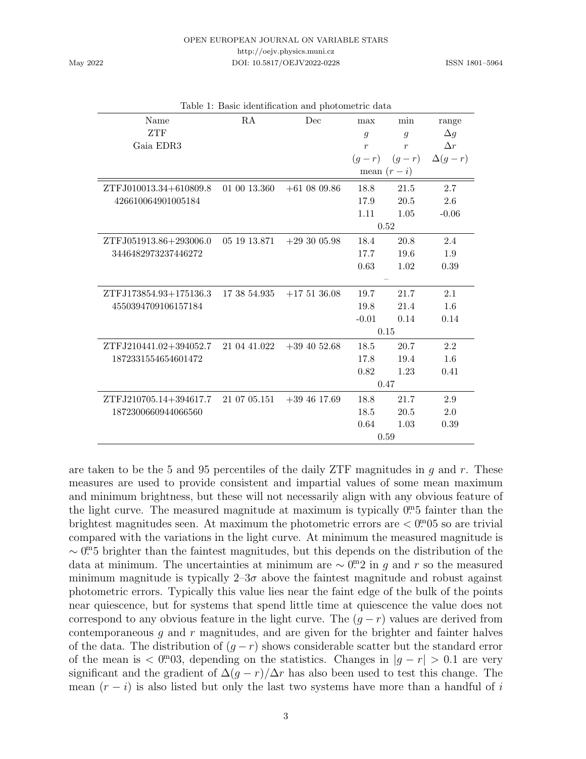Table 1: Basic identification and photometric data

| Name | RA | Dec | max | min | range |
|---|---|---|---|---|---|
| ZTF | | | $g$ | $g$ | $\Delta g$ |
| Gaia EDR3 | | | $r$ | $r$ | $\Delta r$ |
| | | | $(g-r)$ | $(g-r)$ | $\Delta(g-r)$ |
| | | | mean $(r-i)$ | | |
| ZTFJ010013.34+610809.8 | 01 00 13.360 | +61 08 09.86 | 18.8 | 21.5 | 2.7 |
| 426610064901005184 | | | 17.9 | 20.5 | 2.6 |
| | | | 1.11 | 1.05 | -0.06 |
| | | | 0.52 | | |
| ZTFJ051913.86+293006.0 | 05 19 13.871 | +29 30 05.98 | 18.4 | 20.8 | 2.4 |
| 3446482973237446272 | | | 17.7 | 19.6 | 1.9 |
| | | | 0.63 | 1.02 | 0.39 |
| | | | – | | |
| ZTFJ173854.93+175136.3 | 17 38 54.935 | +17 51 36.08 | 19.7 | 21.7 | 2.1 |
| 4550394709106157184 | | | 19.8 | 21.4 | 1.6 |
| | | | -0.01 | 0.14 | 0.14 |
| | | | 0.15 | | |
| ZTFJ210441.02+394052.7 | 21 04 41.022 | +39 40 52.68 | 18.5 | 20.7 | 2.2 |
| 1872331554654601472 | | | 17.8 | 19.4 | 1.6 |
| | | | 0.82 | 1.23 | 0.41 |
| | | | 0.47 | | |
| ZTFJ210705.14+394617.7 | 21 07 05.151 | +39 46 17.69 | 18.8 | 21.7 | 2.9 |
| 1872300660944066560 | | | 18.5 | 20.5 | 2.0 |
| | | | 0.64 | 1.03 | 0.39 |
| | | | 0.59 | | |

are taken to be the 5 and 95 percentiles of the daily ZTF magnitudes in $g$ and $r$. These measures are used to provide consistent and impartial values of some mean maximum and minimum brightness, but these will not necessarily align with any obvious feature of the light curve. The measured magnitude at maximum is typically $0\overset{\text{m}}{.}5$ fainter than the brightest magnitudes seen. At maximum the photometric errors are $< 0\overset{\text{m}}{.}05$ so are trivial compared with the variations in the light curve. At minimum the measured magnitude is $\sim 0\overset{\text{m}}{.}5$ brighter than the faintest magnitudes, but this depends on the distribution of the data at minimum. The uncertainties at minimum are $\sim 0\overset{\text{m}}{.}2$ in $g$ and $r$ so the measured minimum magnitude is typically 2–3$\sigma$ above the faintest magnitude and robust against photometric errors. Typically this value lies near the faint edge of the bulk of the points near quiescence, but for systems that spend little time at quiescence the value does not correspond to any obvious feature in the light curve. The $(g-r)$ values are derived from contemporaneous $g$ and $r$ magnitudes, and are given for the brighter and fainter halves of the data. The distribution of $(g-r)$ shows considerable scatter but the standard error of the mean is $< 0\overset{\text{m}}{.}03$, depending on the statistics. Changes in $|g-r| > 0.1$ are very significant and the gradient of $\Delta(g-r)/\Delta r$ has also been used to test this change. The mean $(r-i)$ is also listed but only the last two systems have more than a handful of $i$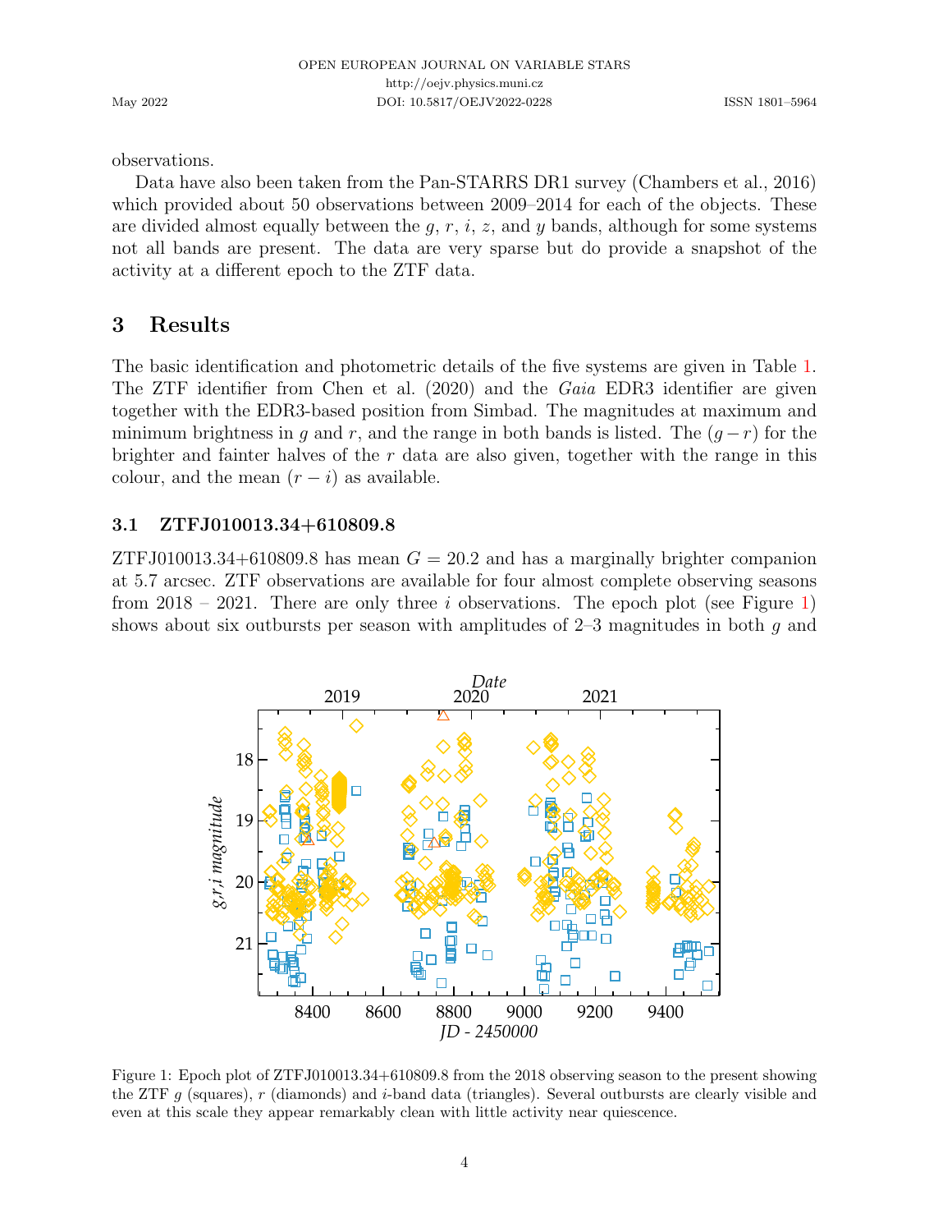observations.

Data have also been taken from the Pan-STARRS DR1 survey (Chambers et al., 2016) which provided about 50 observations between 2009–2014 for each of the objects. These are divided almost equally between the $g$, $r$, $i$, $z$, and $y$ bands, although for some systems not all bands are present. The data are very sparse but do provide a snapshot of the activity at a different epoch to the ZTF data.

## 3 Results

The basic identification and photometric details of the five systems are given in Table 1. The ZTF identifier from Chen et al. (2020) and the *Gaia* EDR3 identifier are given together with the EDR3-based position from Simbad. The magnitudes at maximum and minimum brightness in $g$ and $r$, and the range in both bands is listed. The $(g-r)$ for the brighter and fainter halves of the $r$ data are also given, together with the range in this colour, and the mean $(r-i)$ as available.

### 3.1 ZTFJ010013.34+610809.8

ZTFJ010013.34+610809.8 has mean $G = 20.2$ and has a marginally brighter companion at 5.7 arcsec. ZTF observations are available for four almost complete observing seasons from 2018 – 2021. There are only three $i$ observations. The epoch plot (see Figure 1) shows about six outbursts per season with amplitudes of 2–3 magnitudes in both $g$ and

Figure 1: Epoch plot of ZTFJ010013.34+610809.8 from the 2018 observing season to the present showing the ZTF $g$ (squares), $r$ (diamonds) and $i$-band data (triangles). Several outbursts are clearly visible and even at this scale they appear remarkably clean with little activity near quiescence.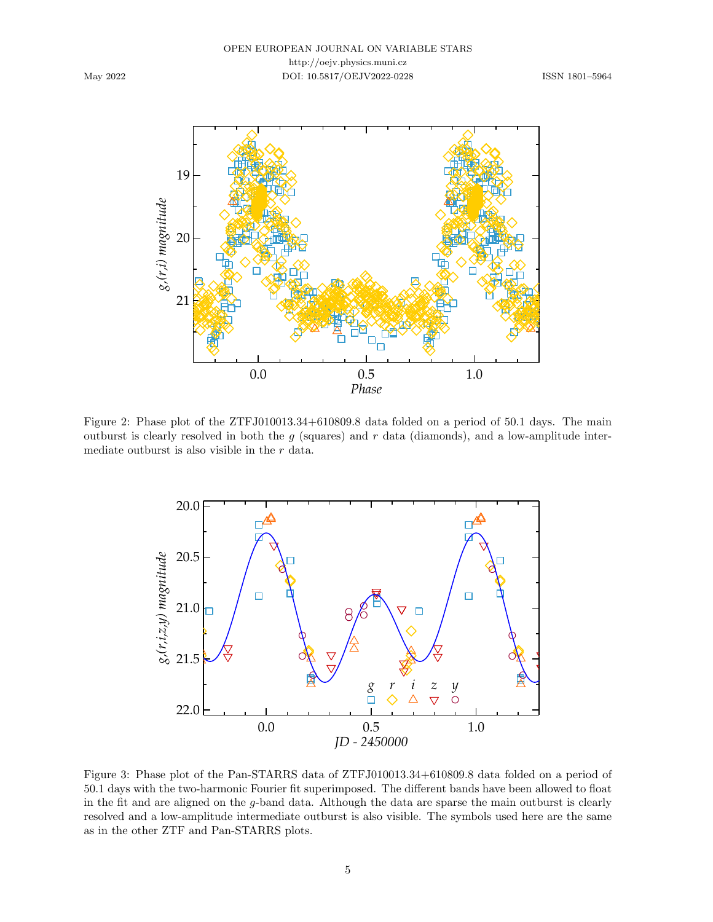Figure 2: Phase plot of the ZTFJ010013.34+610809.8 data folded on a period of 50.1 days. The main outburst is clearly resolved in both the $g$ (squares) and $r$ data (diamonds), and a low-amplitude intermediate outburst is also visible in the $r$ data.

Figure 3: Phase plot of the Pan-STARRS data of ZTFJ010013.34+610809.8 data folded on a period of 50.1 days with the two-harmonic Fourier fit superimposed. The different bands have been allowed to float in the fit and are aligned on the $g$-band data. Although the data are sparse the main outburst is clearly resolved and a low-amplitude intermediate outburst is also visible. The symbols used here are the same as in the other ZTF and Pan-STARRS plots.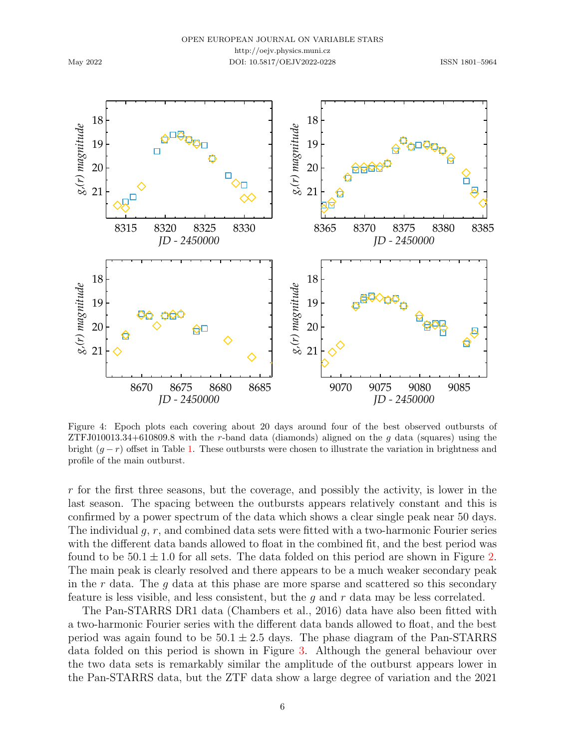Figure 4: Epoch plots each covering about 20 days around four of the best observed outbursts of ZTFJ010013.34+610809.8 with the $r$-band data (diamonds) aligned on the $g$ data (squares) using the bright $(g-r)$ offset in Table 1. These outbursts were chosen to illustrate the variation in brightness and profile of the main outburst.

$r$ for the first three seasons, but the coverage, and possibly the activity, is lower in the last season. The spacing between the outbursts appears relatively constant and this is confirmed by a power spectrum of the data which shows a clear single peak near 50 days. The individual $g$, $r$, and combined data sets were fitted with a two-harmonic Fourier series with the different data bands allowed to float in the combined fit, and the best period was found to be $50.1 \pm 1.0$ for all sets. The data folded on this period are shown in Figure 2. The main peak is clearly resolved and there appears to be a much weaker secondary peak in the $r$ data. The $g$ data at this phase are more sparse and scattered so this secondary feature is less visible, and less consistent, but the $g$ and $r$ data may be less correlated.

The Pan-STARRS DR1 data (Chambers et al., 2016) data have also been fitted with a two-harmonic Fourier series with the different data bands allowed to float, and the best period was again found to be $50.1 \pm 2.5$ days. The phase diagram of the Pan-STARRS data folded on this period is shown in Figure 3. Although the general behaviour over the two data sets is remarkably similar the amplitude of the outburst appears lower in the Pan-STARRS data, but the ZTF data show a large degree of variation and the 2021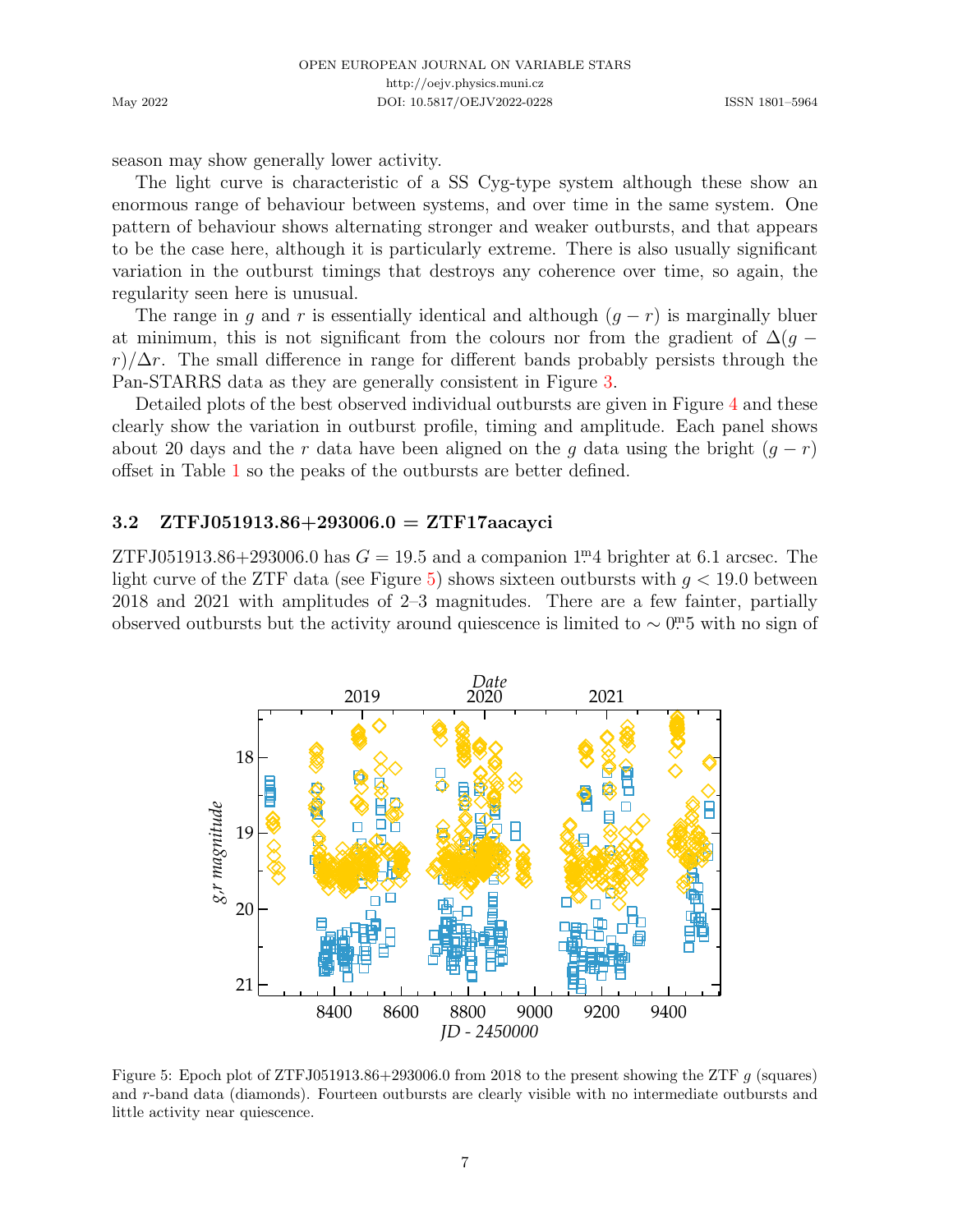season may show generally lower activity.

The light curve is characteristic of a SS Cyg-type system although these show an enormous range of behaviour between systems, and over time in the same system. One pattern of behaviour shows alternating stronger and weaker outbursts, and that appears to be the case here, although it is particularly extreme. There is also usually significant variation in the outburst timings that destroys any coherence over time, so again, the regularity seen here is unusual.

The range in $g$ and $r$ is essentially identical and although $(g-r)$ is marginally bluer at minimum, this is not significant from the colours nor from the gradient of $\Delta(g-r)/\Delta r$. The small difference in range for different bands probably persists through the Pan-STARRS data as they are generally consistent in Figure 3.

Detailed plots of the best observed individual outbursts are given in Figure 4 and these clearly show the variation in outburst profile, timing and amplitude. Each panel shows about 20 days and the $r$ data have been aligned on the $g$ data using the bright $(g-r)$ offset in Table 1 so the peaks of the outbursts are better defined.

### 3.2 ZTFJ051913.86+293006.0 = ZTF17aacayci

ZTFJ051913.86+293006.0 has $G = 19.5$ and a companion $1^{\mathrm{m}}.4$ brighter at 6.1 arcsec. The light curve of the ZTF data (see Figure 5) shows sixteen outbursts with $g < 19.0$ between 2018 and 2021 with amplitudes of 2–3 magnitudes. There are a few fainter, partially observed outbursts but the activity around quiescence is limited to $\sim 0^{\mathrm{m}}.5$ with no sign of

Figure 5: Epoch plot of ZTFJ051913.86+293006.0 from 2018 to the present showing the ZTF $g$ (squares) and $r$-band data (diamonds). Fourteen outbursts are clearly visible with no intermediate outbursts and little activity near quiescence.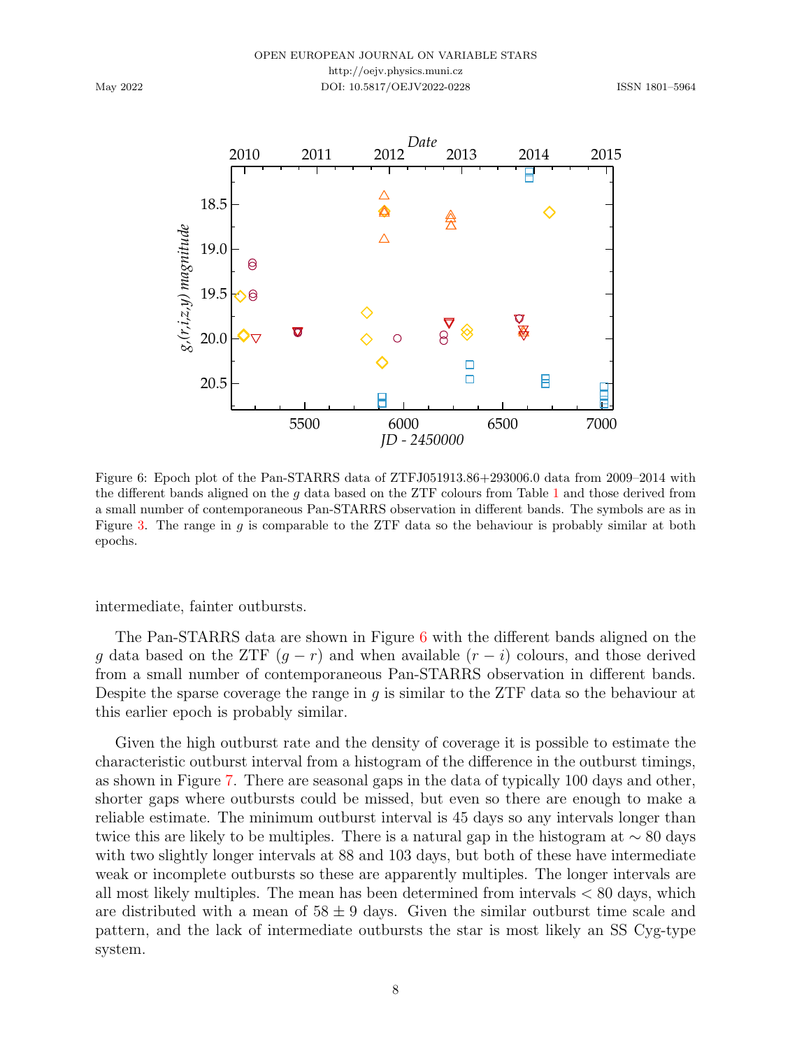Figure 6: Epoch plot of the Pan-STARRS data of ZTFJ051913.86+293006.0 data from 2009–2014 with the different bands aligned on the $g$ data based on the ZTF colours from Table 1 and those derived from a small number of contemporaneous Pan-STARRS observation in different bands. The symbols are as in Figure 3. The range in $g$ is comparable to the ZTF data so the behaviour is probably similar at both epochs.

intermediate, fainter outbursts.

The Pan-STARRS data are shown in Figure 6 with the different bands aligned on the $g$ data based on the ZTF $(g - r)$ and when available $(r - i)$ colours, and those derived from a small number of contemporaneous Pan-STARRS observation in different bands. Despite the sparse coverage the range in $g$ is similar to the ZTF data so the behaviour at this earlier epoch is probably similar.

Given the high outburst rate and the density of coverage it is possible to estimate the characteristic outburst interval from a histogram of the difference in the outburst timings, as shown in Figure 7. There are seasonal gaps in the data of typically 100 days and other, shorter gaps where outbursts could be missed, but even so there are enough to make a reliable estimate. The minimum outburst interval is 45 days so any intervals longer than twice this are likely to be multiples. There is a natural gap in the histogram at $\sim 80$ days with two slightly longer intervals at 88 and 103 days, but both of these have intermediate weak or incomplete outbursts so these are apparently multiples. The longer intervals are all most likely multiples. The mean has been determined from intervals $< 80$ days, which are distributed with a mean of $58 \pm 9$ days. Given the similar outburst time scale and pattern, and the lack of intermediate outbursts the star is most likely an SS Cyg-type system.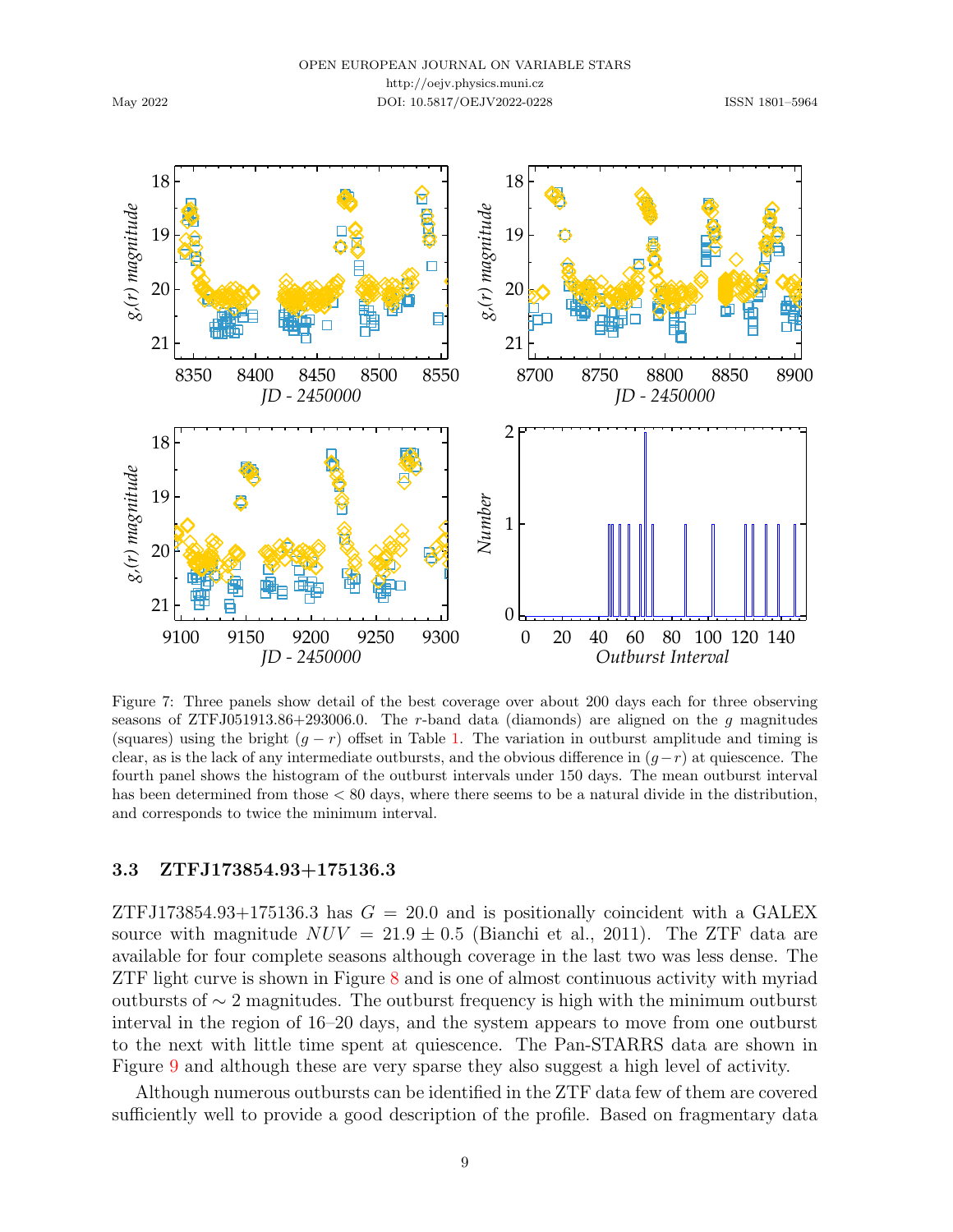Figure 7: Three panels show detail of the best coverage over about 200 days each for three observing seasons of ZTFJ051913.86+293006.0. The $r$-band data (diamonds) are aligned on the $g$ magnitudes (squares) using the bright $(g-r)$ offset in Table 1. The variation in outburst amplitude and timing is clear, as is the lack of any intermediate outbursts, and the obvious difference in $(g-r)$ at quiescence. The fourth panel shows the histogram of the outburst intervals under 150 days. The mean outburst interval has been determined from those $< 80$ days, where there seems to be a natural divide in the distribution, and corresponds to twice the minimum interval.

### 3.3 ZTFJ173854.93+175136.3

ZTFJ173854.93+175136.3 has $G = 20.0$ and is positionally coincident with a GALEX source with magnitude $NUV = 21.9 \pm 0.5$ (Bianchi et al., 2011). The ZTF data are available for four complete seasons although coverage in the last two was less dense. The ZTF light curve is shown in Figure 8 and is one of almost continuous activity with myriad outbursts of $\sim 2$ magnitudes. The outburst frequency is high with the minimum outburst interval in the region of 16–20 days, and the system appears to move from one outburst to the next with little time spent at quiescence. The Pan-STARRS data are shown in Figure 9 and although these are very sparse they also suggest a high level of activity.

Although numerous outbursts can be identified in the ZTF data few of them are covered sufficiently well to provide a good description of the profile. Based on fragmentary data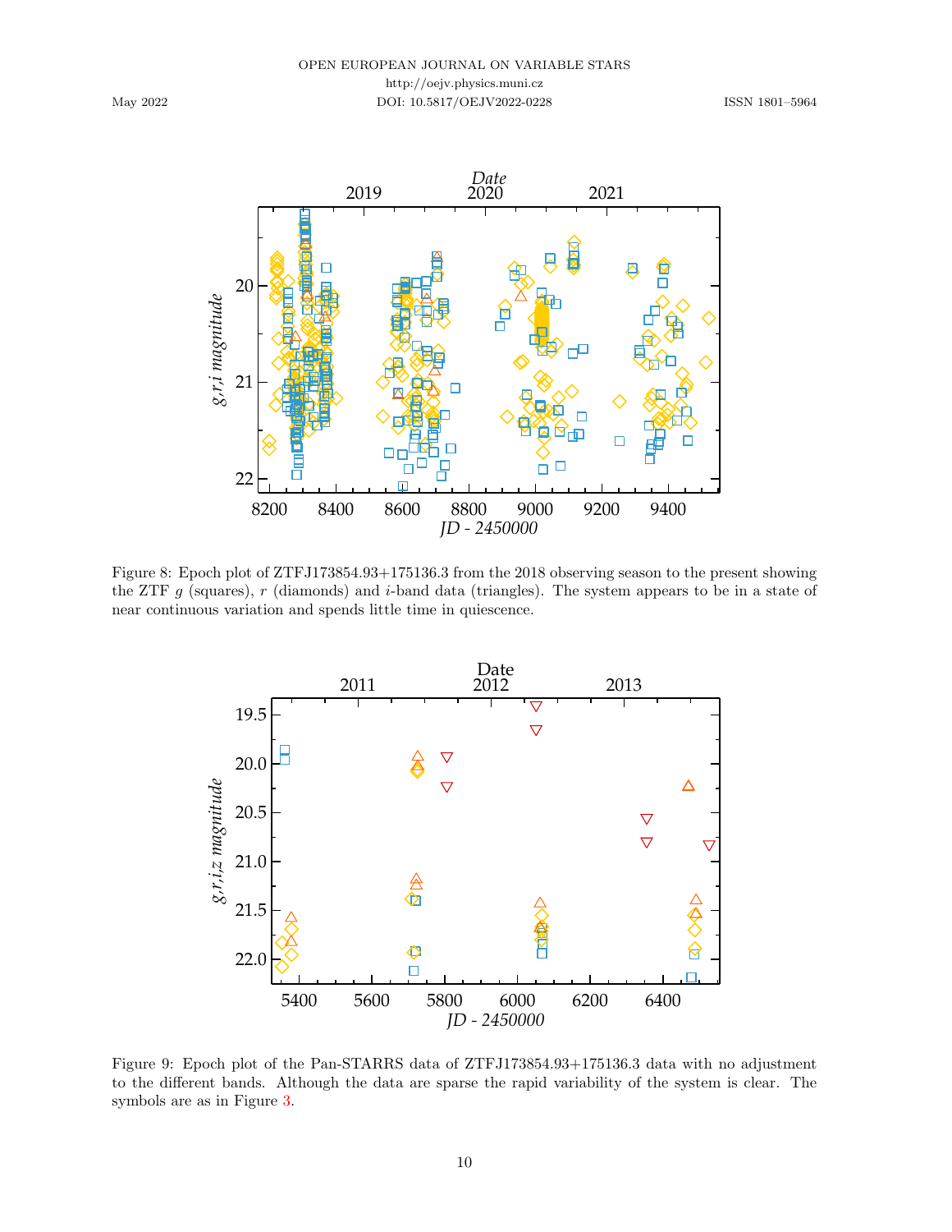Figure 8: Epoch plot of ZTFJ173854.93+175136.3 from the 2018 observing season to the present showing the ZTF $g$ (squares), $r$ (diamonds) and $i$-band data (triangles). The system appears to be in a state of near continuous variation and spends little time in quiescence.

Figure 9: Epoch plot of the Pan-STARRS data of ZTFJ173854.93+175136.3 data with no adjustment to the different bands. Although the data are sparse the rapid variability of the system is clear. The symbols are as in Figure 3.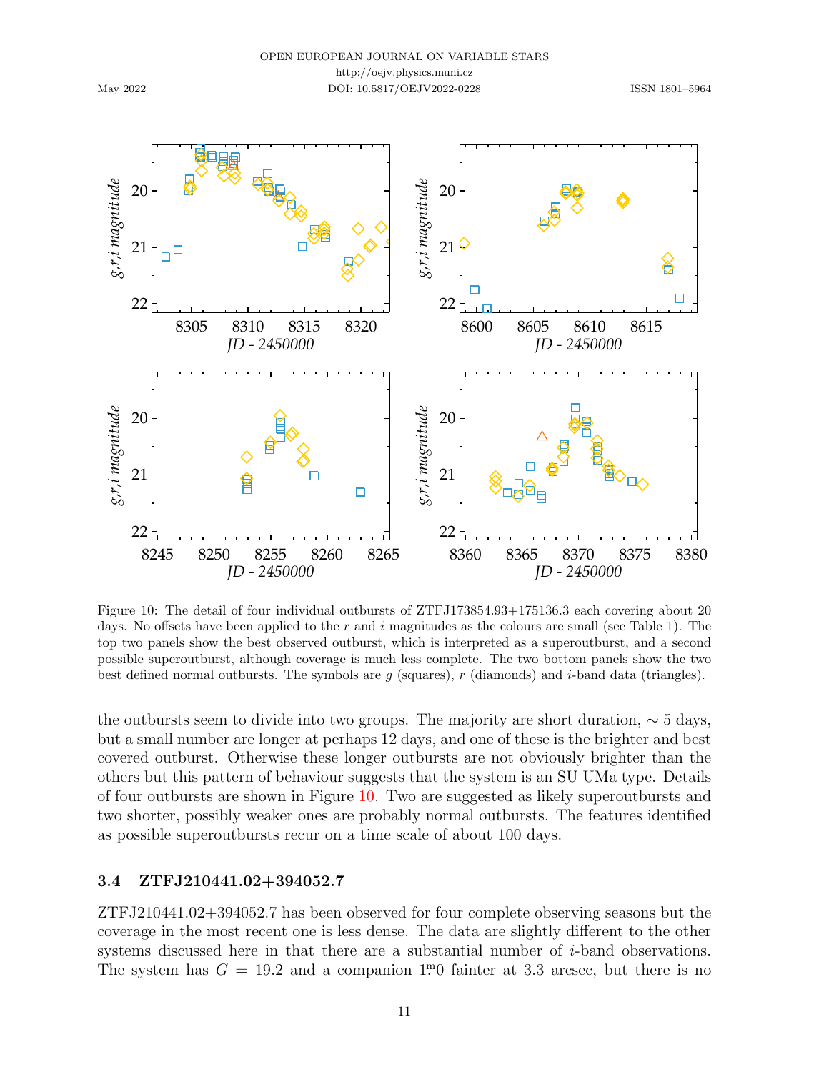Figure 10: The detail of four individual outbursts of ZTFJ173854.93+175136.3 each covering about 20 days. No offsets have been applied to the $r$ and $i$ magnitudes as the colours are small (see Table 1). The top two panels show the best observed outburst, which is interpreted as a superoutburst, and a second possible superoutburst, although coverage is much less complete. The two bottom panels show the two best defined normal outbursts. The symbols are $g$ (squares), $r$ (diamonds) and $i$-band data (triangles).

the outbursts seem to divide into two groups. The majority are short duration, $\sim 5$ days, but a small number are longer at perhaps 12 days, and one of these is the brighter and best covered outburst. Otherwise these longer outbursts are not obviously brighter than the others but this pattern of behaviour suggests that the system is an SU UMa type. Details of four outbursts are shown in Figure 10. Two are suggested as likely superoutbursts and two shorter, possibly weaker ones are probably normal outbursts. The features identified as possible superoutbursts recur on a time scale of about 100 days.

### 3.4 ZTFJ210441.02+394052.7

ZTFJ210441.02+394052.7 has been observed for four complete observing seasons but the coverage in the most recent one is less dense. The data are slightly different to the other systems discussed here in that there are a substantial number of $i$-band observations. The system has $G = 19.2$ and a companion $1\overset{\mathrm{m}}{.}0$ fainter at 3.3 arcsec, but there is no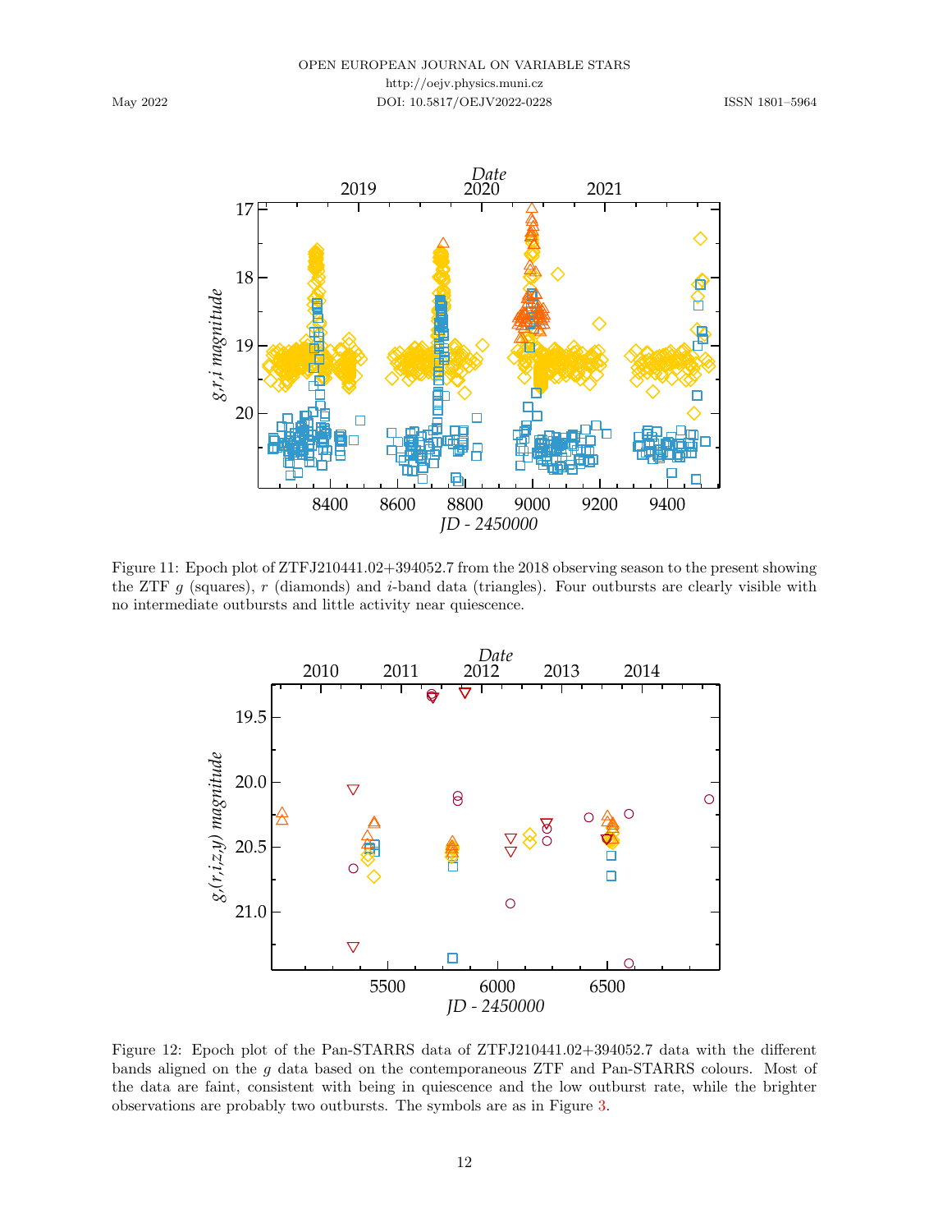Figure 11: Epoch plot of ZTFJ210441.02+394052.7 from the 2018 observing season to the present showing the ZTF $g$ (squares), $r$ (diamonds) and $i$-band data (triangles). Four outbursts are clearly visible with no intermediate outbursts and little activity near quiescence.

Figure 12: Epoch plot of the Pan-STARRS data of ZTFJ210441.02+394052.7 data with the different bands aligned on the $g$ data based on the contemporaneous ZTF and Pan-STARRS colours. Most of the data are faint, consistent with being in quiescence and the low outburst rate, while the brighter observations are probably two outbursts. The symbols are as in Figure 3.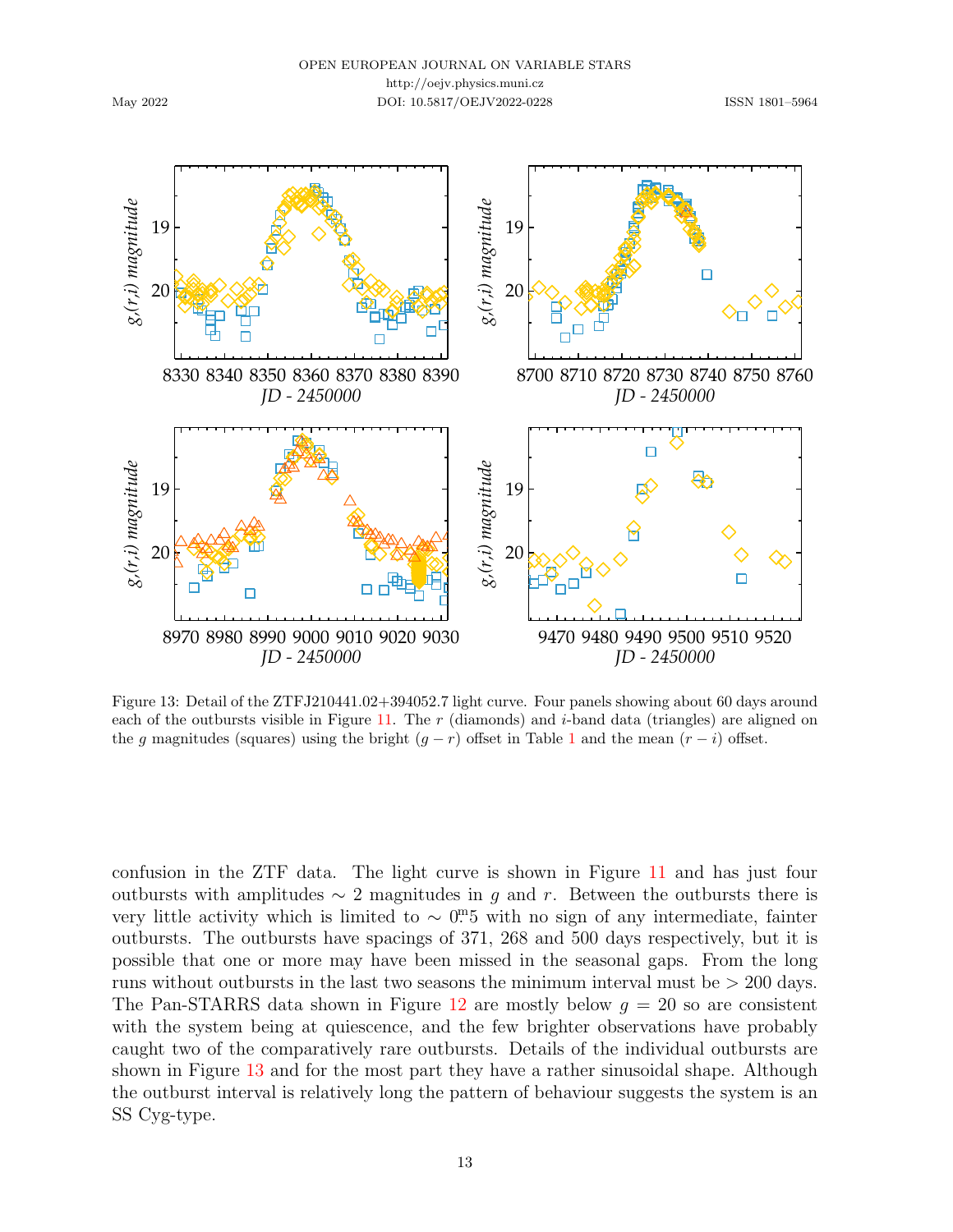Figure 13: Detail of the ZTFJ210441.02+394052.7 light curve. Four panels showing about 60 days around each of the outbursts visible in Figure 11. The $r$ (diamonds) and $i$-band data (triangles) are aligned on the $g$ magnitudes (squares) using the bright $(g - r)$ offset in Table 1 and the mean $(r - i)$ offset.

confusion in the ZTF data. The light curve is shown in Figure 11 and has just four outbursts with amplitudes $\sim 2$ magnitudes in $g$ and $r$. Between the outbursts there is very little activity which is limited to $\sim 0\overset{\text{m}}{.}5$ with no sign of any intermediate, fainter outbursts. The outbursts have spacings of 371, 268 and 500 days respectively, but it is possible that one or more may have been missed in the seasonal gaps. From the long runs without outbursts in the last two seasons the minimum interval must be $> 200$ days. The Pan-STARRS data shown in Figure 12 are mostly below $g = 20$ so are consistent with the system being at quiescence, and the few brighter observations have probably caught two of the comparatively rare outbursts. Details of the individual outbursts are shown in Figure 13 and for the most part they have a rather sinusoidal shape. Although the outburst interval is relatively long the pattern of behaviour suggests the system is an SS Cyg-type.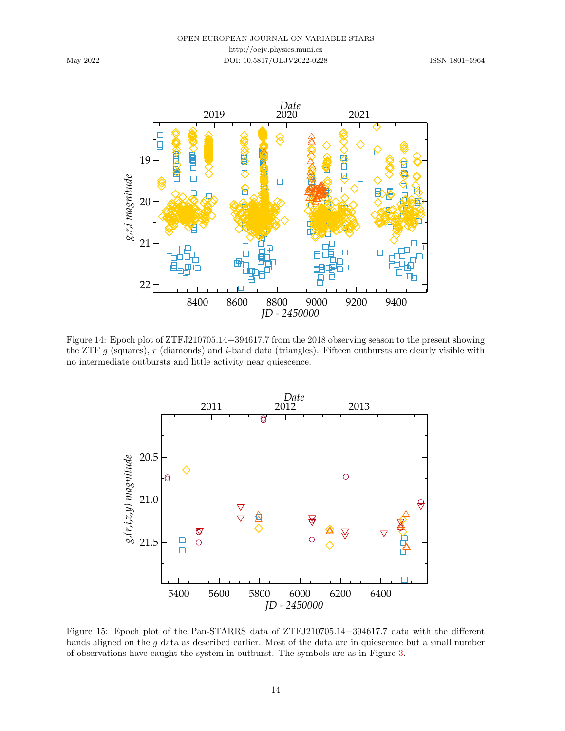Figure 14: Epoch plot of ZTFJ210705.14+394617.7 from the 2018 observing season to the present showing the ZTF $g$ (squares), $r$ (diamonds) and $i$-band data (triangles). Fifteen outbursts are clearly visible with no intermediate outbursts and little activity near quiescence.

Figure 15: Epoch plot of the Pan-STARRS data of ZTFJ210705.14+394617.7 data with the different bands aligned on the $g$ data as described earlier. Most of the data are in quiescence but a small number of observations have caught the system in outburst. The symbols are as in Figure 3.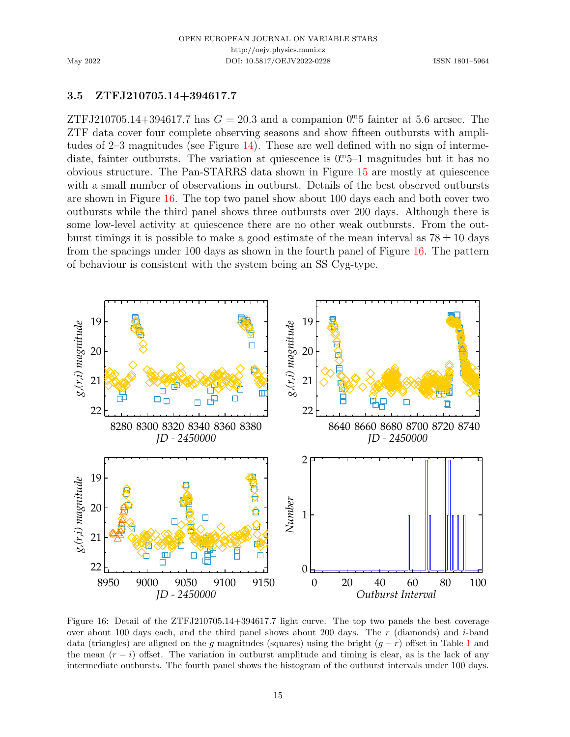### 3.5 ZTFJ210705.14+394617.7

ZTFJ210705.14+394617.7 has $G = 20.3$ and a companion $0^{\mathrm{m}}\!.5$ fainter at 5.6 arcsec. The ZTF data cover four complete observing seasons and show fifteen outbursts with amplitudes of 2–3 magnitudes (see Figure 14). These are well defined with no sign of intermediate, fainter outbursts. The variation at quiescence is $0^{\mathrm{m}}\!.5$–1 magnitudes but it has no obvious structure. The Pan-STARRS data shown in Figure 15 are mostly at quiescence with a small number of observations in outburst. Details of the best observed outbursts are shown in Figure 16. The top two panel show about 100 days each and both cover two outbursts while the third panel shows three outbursts over 200 days. Although there is some low-level activity at quiescence there are no other weak outbursts. From the outburst timings it is possible to make a good estimate of the mean interval as $78 \pm 10$ days from the spacings under 100 days as shown in the fourth panel of Figure 16. The pattern of behaviour is consistent with the system being an SS Cyg-type.

Figure 16: Detail of the ZTFJ210705.14+394617.7 light curve. The top two panels the best coverage over about 100 days each, and the third panel shows about 200 days. The $r$ (diamonds) and $i$-band data (triangles) are aligned on the $g$ magnitudes (squares) using the bright $(g-r)$ offset in Table 1 and the mean $(r-i)$ offset. The variation in outburst amplitude and timing is clear, as is the lack of any intermediate outbursts. The fourth panel shows the histogram of the outburst intervals under 100 days.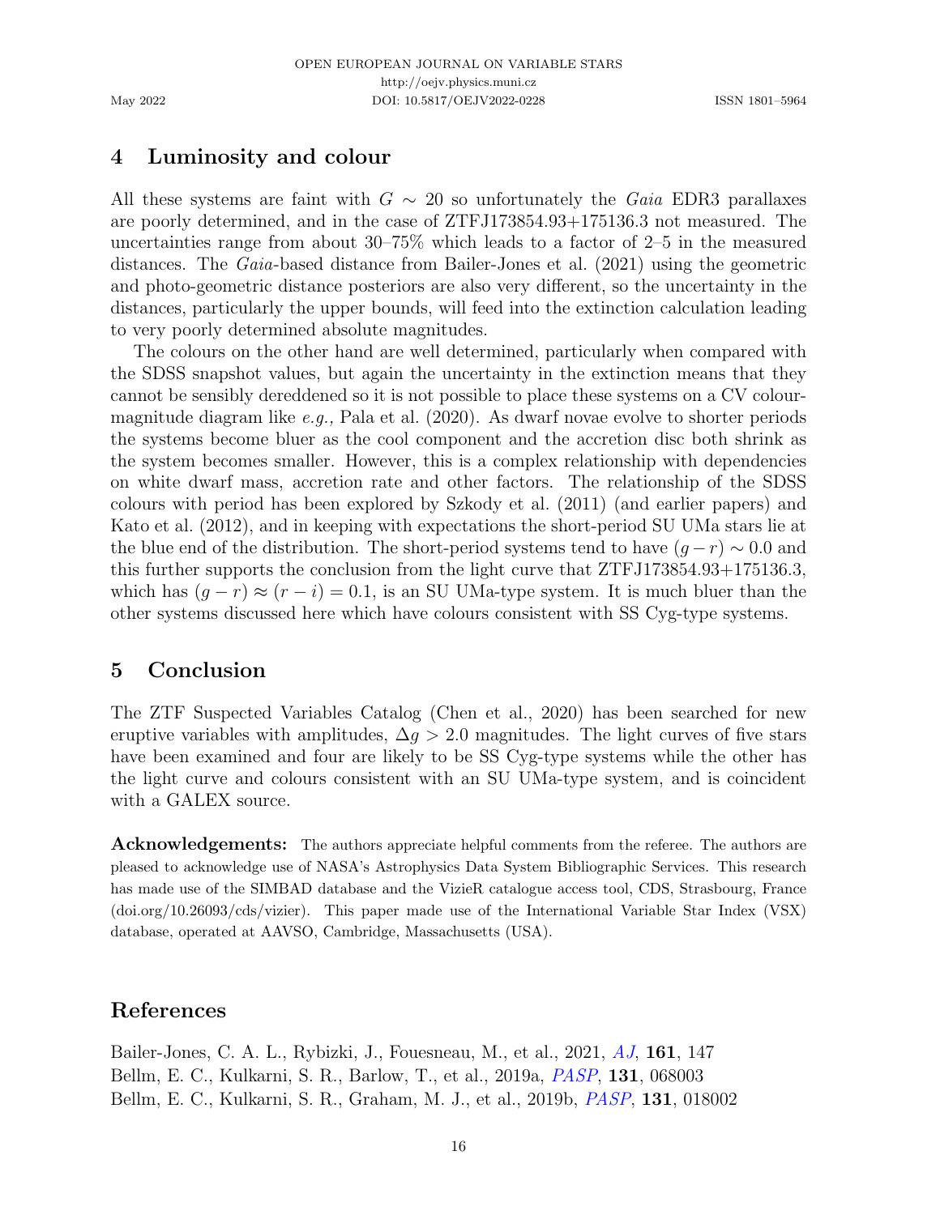## 4 Luminosity and colour

All these systems are faint with $G \sim 20$ so unfortunately the *Gaia* EDR3 parallaxes are poorly determined, and in the case of ZTFJ173854.93+175136.3 not measured. The uncertainties range from about 30–75% which leads to a factor of 2–5 in the measured distances. The *Gaia*-based distance from Bailer-Jones et al. (2021) using the geometric and photo-geometric distance posteriors are also very different, so the uncertainty in the distances, particularly the upper bounds, will feed into the extinction calculation leading to very poorly determined absolute magnitudes.

The colours on the other hand are well determined, particularly when compared with the SDSS snapshot values, but again the uncertainty in the extinction means that they cannot be sensibly dereddened so it is not possible to place these systems on a CV colour-magnitude diagram like *e.g.,* Pala et al. (2020). As dwarf novae evolve to shorter periods the systems become bluer as the cool component and the accretion disc both shrink as the system becomes smaller. However, this is a complex relationship with dependencies on white dwarf mass, accretion rate and other factors. The relationship of the SDSS colours with period has been explored by Szkody et al. (2011) (and earlier papers) and Kato et al. (2012), and in keeping with expectations the short-period SU UMa stars lie at the blue end of the distribution. The short-period systems tend to have $(g-r) \sim 0.0$ and this further supports the conclusion from the light curve that ZTFJ173854.93+175136.3, which has $(g-r) \approx (r-i) = 0.1$, is an SU UMa-type system. It is much bluer than the other systems discussed here which have colours consistent with SS Cyg-type systems.

## 5 Conclusion

The ZTF Suspected Variables Catalog (Chen et al., 2020) has been searched for new eruptive variables with amplitudes, $\Delta g > 2.0$ magnitudes. The light curves of five stars have been examined and four are likely to be SS Cyg-type systems while the other has the light curve and colours consistent with an SU UMa-type system, and is coincident with a GALEX source.

**Acknowledgements:** The authors appreciate helpful comments from the referee. The authors are pleased to acknowledge use of NASA's Astrophysics Data System Bibliographic Services. This research has made use of the SIMBAD database and the VizieR catalogue access tool, CDS, Strasbourg, France (doi.org/10.26093/cds/vizier). This paper made use of the International Variable Star Index (VSX) database, operated at AAVSO, Cambridge, Massachusetts (USA).

## References

Bailer-Jones, C. A. L., Rybizki, J., Fouesneau, M., et al., 2021, *AJ*, **161**, 147

Bellm, E. C., Kulkarni, S. R., Barlow, T., et al., 2019a, *PASP*, **131**, 068003

Bellm, E. C., Kulkarni, S. R., Graham, M. J., et al., 2019b, *PASP*, **131**, 018002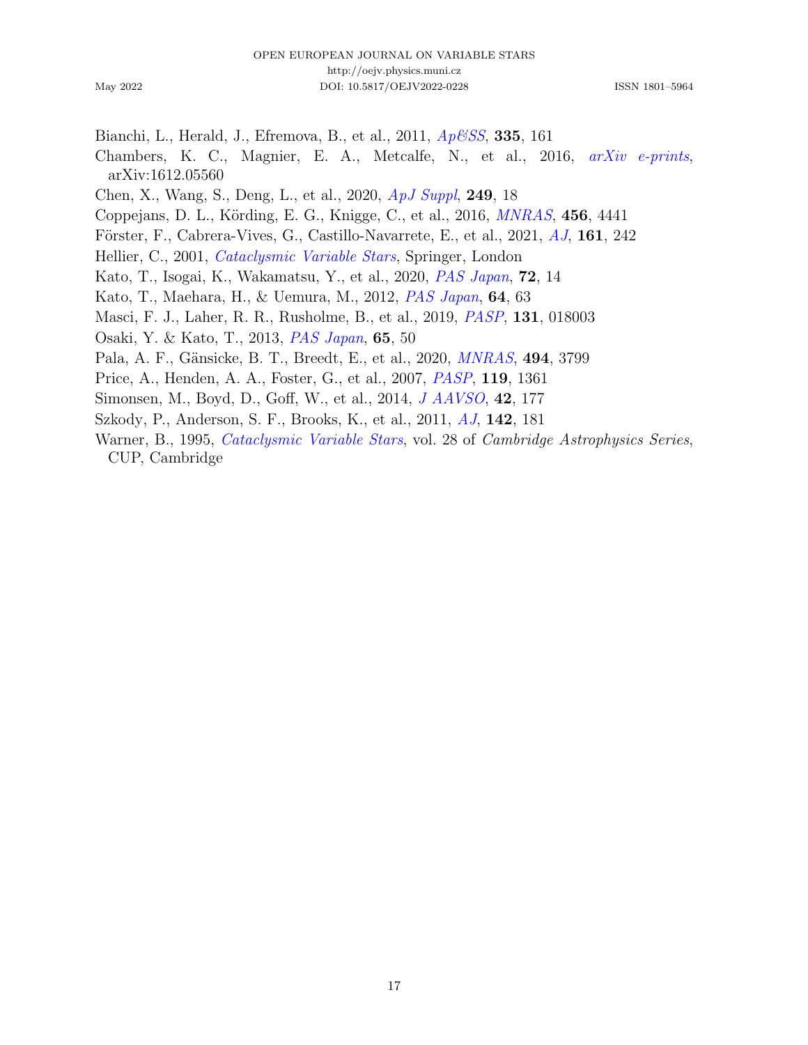Bianchi, L., Herald, J., Efremova, B., et al., 2011, *Ap&SS*, **335**, 161

Chambers, K. C., Magnier, E. A., Metcalfe, N., et al., 2016, *arXiv e-prints*, arXiv:1612.05560

Chen, X., Wang, S., Deng, L., et al., 2020, *ApJ Suppl*, **249**, 18

Coppejans, D. L., Körding, E. G., Knigge, C., et al., 2016, *MNRAS*, **456**, 4441

Förster, F., Cabrera-Vives, G., Castillo-Navarrete, E., et al., 2021, *AJ*, **161**, 242

Hellier, C., 2001, *Cataclysmic Variable Stars*, Springer, London

Kato, T., Isogai, K., Wakamatsu, Y., et al., 2020, *PAS Japan*, **72**, 14

Kato, T., Maehara, H., & Uemura, M., 2012, *PAS Japan*, **64**, 63

Masci, F. J., Laher, R. R., Rusholme, B., et al., 2019, *PASP*, **131**, 018003

Osaki, Y. & Kato, T., 2013, *PAS Japan*, **65**, 50

Pala, A. F., Gänsicke, B. T., Breedt, E., et al., 2020, *MNRAS*, **494**, 3799

Price, A., Henden, A. A., Foster, G., et al., 2007, *PASP*, **119**, 1361

Simonsen, M., Boyd, D., Goff, W., et al., 2014, *J AAVSO*, **42**, 177

Szkody, P., Anderson, S. F., Brooks, K., et al., 2011, *AJ*, **142**, 181

Warner, B., 1995, *Cataclysmic Variable Stars*, vol. 28 of *Cambridge Astrophysics Series*, CUP, Cambridge